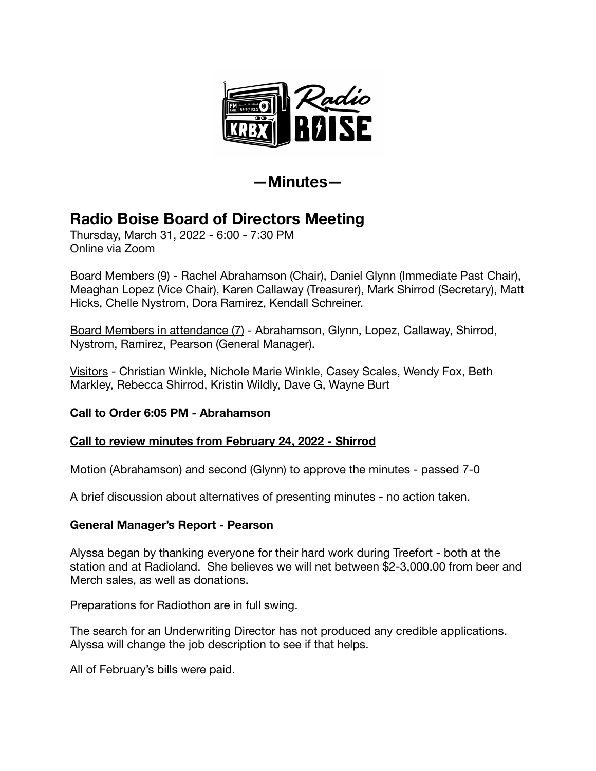# —Minutes—

## Radio Boise Board of Directors Meeting

Thursday, March 31, 2022 - 6:00 - 7:30 PM
Online via Zoom

Board Members (9) - Rachel Abrahamson (Chair), Daniel Glynn (Immediate Past Chair), Meaghan Lopez (Vice Chair), Karen Callaway (Treasurer), Mark Shirrod (Secretary), Matt Hicks, Chelle Nystrom, Dora Ramirez, Kendall Schreiner.

Board Members in attendance (7) - Abrahamson, Glynn, Lopez, Callaway, Shirrod, Nystrom, Ramirez, Pearson (General Manager).

Visitors - Christian Winkle, Nichole Marie Winkle, Casey Scales, Wendy Fox, Beth Markley, Rebecca Shirrod, Kristin Wildly, Dave G, Wayne Burt

**Call to Order 6:05 PM - Abrahamson**

**Call to review minutes from February 24, 2022 - Shirrod**

Motion (Abrahamson) and second (Glynn) to approve the minutes - passed 7-0

A brief discussion about alternatives of presenting minutes - no action taken.

**General Manager's Report - Pearson**

Alyssa began by thanking everyone for their hard work during Treefort - both at the station and at Radioland. She believes we will net between $2-3,000.00 from beer and Merch sales, as well as donations.

Preparations for Radiothon are in full swing.

The search for an Underwriting Director has not produced any credible applications. Alyssa will change the job description to see if that helps.

All of February's bills were paid.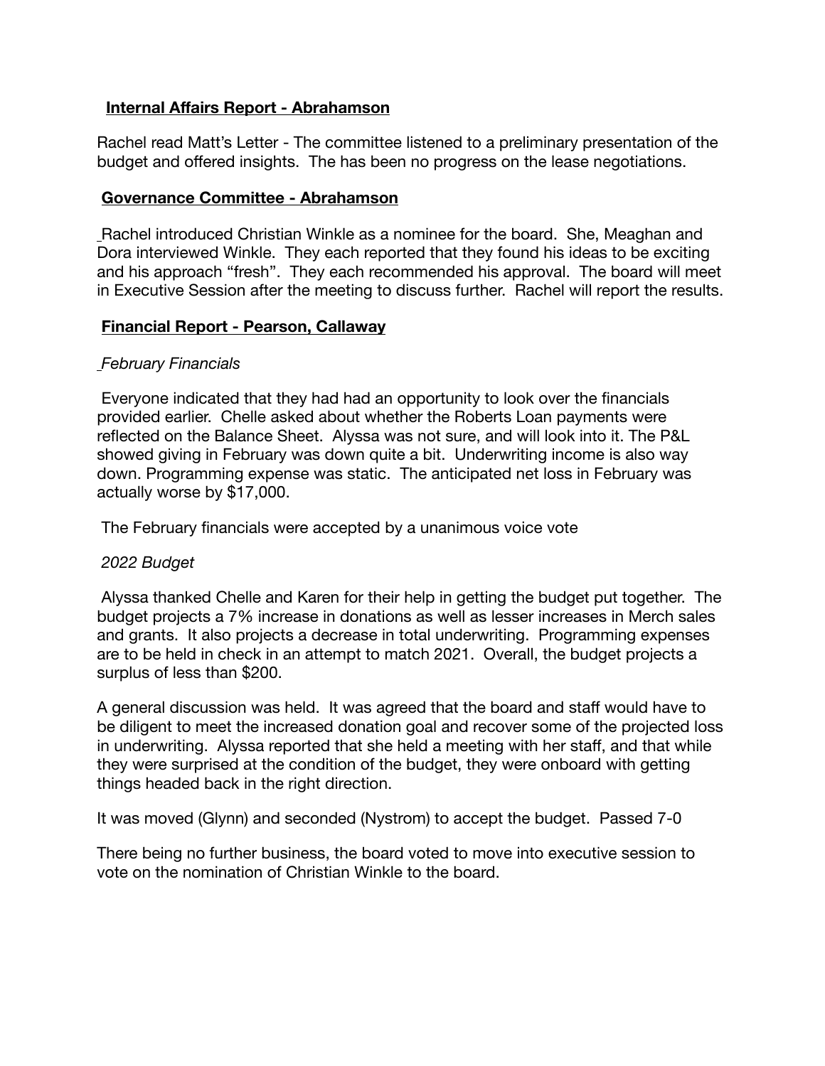**Internal Affairs Report - Abrahamson**

Rachel read Matt's Letter - The committee listened to a preliminary presentation of the budget and offered insights. The has been no progress on the lease negotiations.

**Governance Committee - Abrahamson**

Rachel introduced Christian Winkle as a nominee for the board. She, Meaghan and Dora interviewed Winkle. They each reported that they found his ideas to be exciting and his approach "fresh". They each recommended his approval. The board will meet in Executive Session after the meeting to discuss further. Rachel will report the results.

**Financial Report - Pearson, Callaway**

*February Financials*

Everyone indicated that they had had an opportunity to look over the financials provided earlier. Chelle asked about whether the Roberts Loan payments were reflected on the Balance Sheet. Alyssa was not sure, and will look into it. The P&L showed giving in February was down quite a bit. Underwriting income is also way down. Programming expense was static. The anticipated net loss in February was actually worse by $17,000.

The February financials were accepted by a unanimous voice vote

*2022 Budget*

Alyssa thanked Chelle and Karen for their help in getting the budget put together. The budget projects a 7% increase in donations as well as lesser increases in Merch sales and grants. It also projects a decrease in total underwriting. Programming expenses are to be held in check in an attempt to match 2021. Overall, the budget projects a surplus of less than $200.

A general discussion was held. It was agreed that the board and staff would have to be diligent to meet the increased donation goal and recover some of the projected loss in underwriting. Alyssa reported that she held a meeting with her staff, and that while they were surprised at the condition of the budget, they were onboard with getting things headed back in the right direction.

It was moved (Glynn) and seconded (Nystrom) to accept the budget. Passed 7-0

There being no further business, the board voted to move into executive session to vote on the nomination of Christian Winkle to the board.